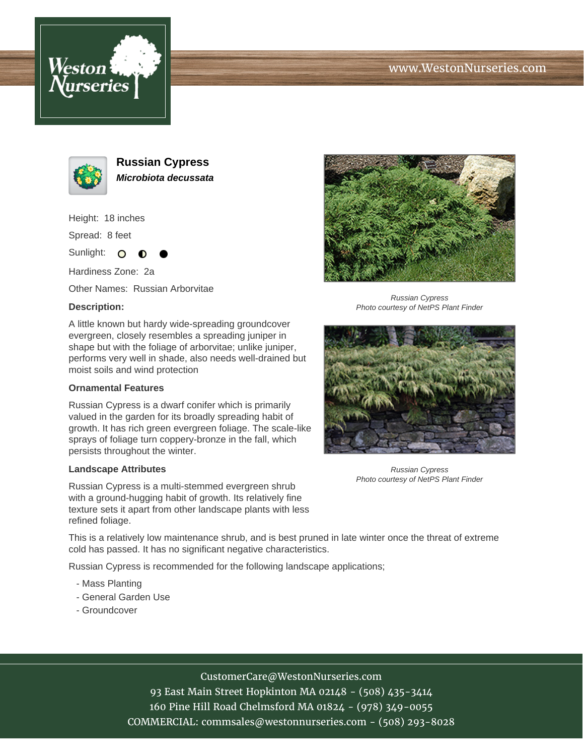# Russian Cypress

***Microbiota decussata***

Height: 18 inches

Spread: 8 feet

Sunlight: ○ ◐ ●

Hardiness Zone: 2a

Other Names: Russian Arborvitae

**Description:**

A little known but hardy wide-spreading groundcover evergreen, closely resembles a spreading juniper in shape but with the foliage of arborvitae; unlike juniper, performs very well in shade, also needs well-drained but moist soils and wind protection

### Ornamental Features

Russian Cypress is a dwarf conifer which is primarily valued in the garden for its broadly spreading habit of growth. It has rich green evergreen foliage. The scale-like sprays of foliage turn coppery-bronze in the fall, which persists throughout the winter.

### Landscape Attributes

Russian Cypress is a multi-stemmed evergreen shrub with a ground-hugging habit of growth. Its relatively fine texture sets it apart from other landscape plants with less refined foliage.

This is a relatively low maintenance shrub, and is best pruned in late winter once the threat of extreme cold has passed. It has no significant negative characteristics.

Russian Cypress is recommended for the following landscape applications;

- Mass Planting
- General Garden Use
- Groundcover

*Russian Cypress*
*Photo courtesy of NetPS Plant Finder*

*Russian Cypress*
*Photo courtesy of NetPS Plant Finder*

CustomerCare@WestonNurseries.com
93 East Main Street Hopkinton MA 02148 - (508) 435-3414
160 Pine Hill Road Chelmsford MA 01824 - (978) 349-0055
COMMERCIAL: commsales@westonnurseries.com - (508) 293-8028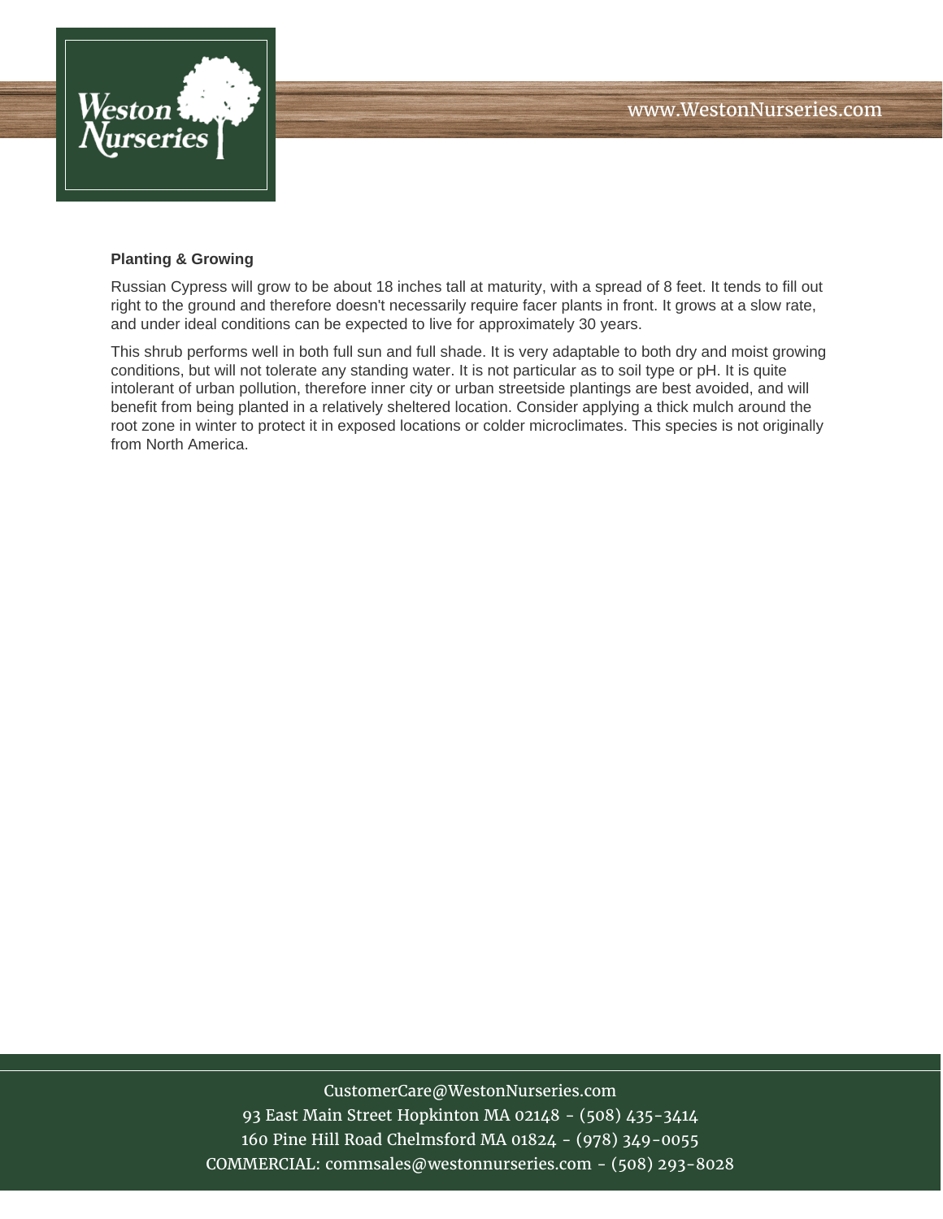**Planting & Growing**

Russian Cypress will grow to be about 18 inches tall at maturity, with a spread of 8 feet. It tends to fill out right to the ground and therefore doesn't necessarily require facer plants in front. It grows at a slow rate, and under ideal conditions can be expected to live for approximately 30 years.

This shrub performs well in both full sun and full shade. It is very adaptable to both dry and moist growing conditions, but will not tolerate any standing water. It is not particular as to soil type or pH. It is quite intolerant of urban pollution, therefore inner city or urban streetside plantings are best avoided, and will benefit from being planted in a relatively sheltered location. Consider applying a thick mulch around the root zone in winter to protect it in exposed locations or colder microclimates. This species is not originally from North America.